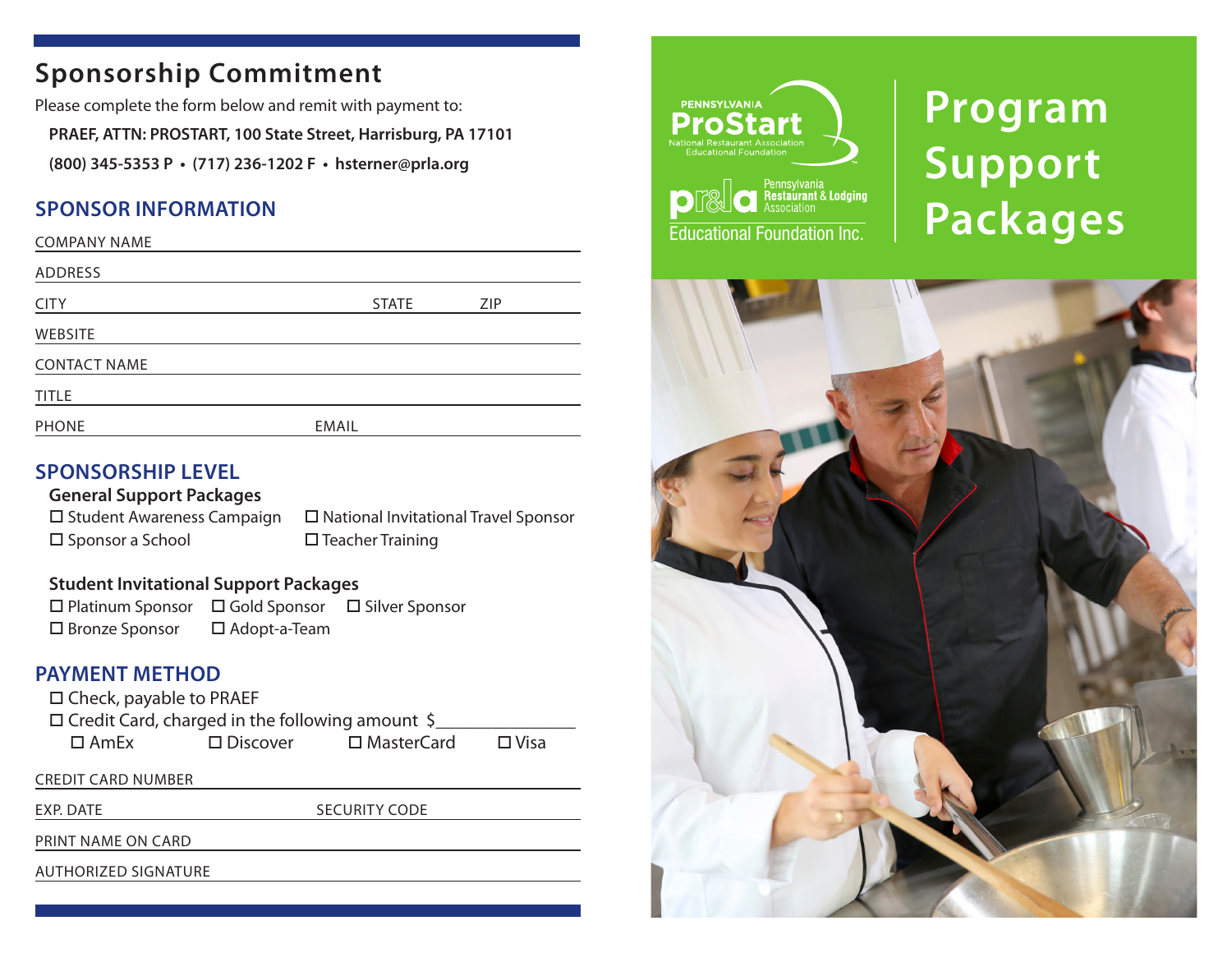## Sponsorship Commitment

Please complete the form below and remit with payment to:

**PRAEF, ATTN: PROSTART, 100 State Street, Harrisburg, PA 17101**

**(800) 345-5353 P • (717) 236-1202 F • hsterner@prla.org**

### SPONSOR INFORMATION

COMPANY NAME

ADDRESS

CITY STATE ZIP

WEBSITE

CONTACT NAME

TITLE

PHONE EMAIL

### SPONSORSHIP LEVEL

**General Support Packages**

☐ Student Awareness Campaign ☐ National Invitational Travel Sponsor

☐ Sponsor a School ☐ Teacher Training

**Student Invitational Support Packages**

☐ Platinum Sponsor ☐ Gold Sponsor ☐ Silver Sponsor

☐ Bronze Sponsor ☐ Adopt-a-Team

### PAYMENT METHOD

☐ Check, payable to PRAEF

☐ Credit Card, charged in the following amount $______________

☐ AmEx ☐ Discover ☐ MasterCard ☐ Visa

CREDIT CARD NUMBER

EXP. DATE SECURITY CODE

PRINT NAME ON CARD

AUTHORIZED SIGNATURE

PENNSYLVANIA ProStart National Restaurant Association Educational Foundation

pr&la Pennsylvania Restaurant & Lodging Association Educational Foundation Inc.

# Program Support Packages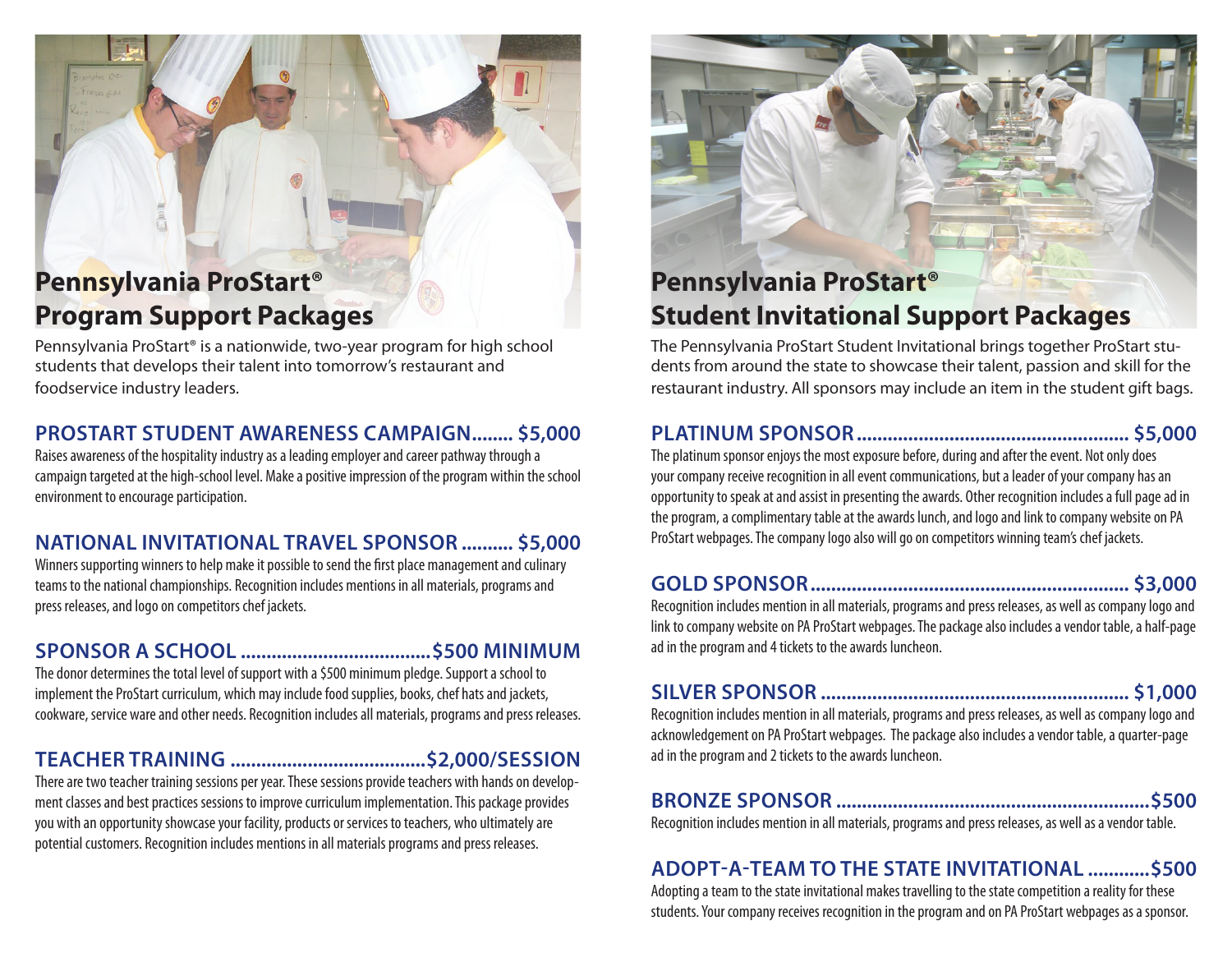# Pennsylvania ProStart® Program Support Packages

Pennsylvania ProStart® is a nationwide, two-year program for high school students that develops their talent into tomorrow's restaurant and foodservice industry leaders.

## PROSTART STUDENT AWARENESS CAMPAIGN........ $5,000

Raises awareness of the hospitality industry as a leading employer and career pathway through a campaign targeted at the high-school level. Make a positive impression of the program within the school environment to encourage participation.

## NATIONAL INVITATIONAL TRAVEL SPONSOR .......... $5,000

Winners supporting winners to help make it possible to send the first place management and culinary teams to the national championships. Recognition includes mentions in all materials, programs and press releases, and logo on competitors chef jackets.

## SPONSOR A SCHOOL ....................................$500 MINIMUM

The donor determines the total level of support with a $500 minimum pledge. Support a school to implement the ProStart curriculum, which may include food supplies, books, chef hats and jackets, cookware, service ware and other needs. Recognition includes all materials, programs and press releases.

## TEACHER TRAINING .....................................$2,000/SESSION

There are two teacher training sessions per year. These sessions provide teachers with hands on development classes and best practices sessions to improve curriculum implementation. This package provides you with an opportunity showcase your facility, products or services to teachers, who ultimately are potential customers. Recognition includes mentions in all materials programs and press releases.

# Pennsylvania ProStart® Student Invitational Support Packages

The Pennsylvania ProStart Student Invitational brings together ProStart students from around the state to showcase their talent, passion and skill for the restaurant industry. All sponsors may include an item in the student gift bags.

## PLATINUM SPONSOR................................................... $5,000

The platinum sponsor enjoys the most exposure before, during and after the event. Not only does your company receive recognition in all event communications, but a leader of your company has an opportunity to speak at and assist in presenting the awards. Other recognition includes a full page ad in the program, a complimentary table at the awards lunch, and logo and link to company website on PA ProStart webpages. The company logo also will go on competitors winning team's chef jackets.

## GOLD SPONSOR........................................................... $3,000

Recognition includes mention in all materials, programs and press releases, as well as company logo and link to company website on PA ProStart webpages. The package also includes a vendor table, a half-page ad in the program and 4 tickets to the awards luncheon.

## SILVER SPONSOR ......................................................... $1,000

Recognition includes mention in all materials, programs and press releases, as well as company logo and acknowledgement on PA ProStart webpages. The package also includes a vendor table, a quarter-page ad in the program and 2 tickets to the awards luncheon.

## BRONZE SPONSOR ..........................................................$500

Recognition includes mention in all materials, programs and press releases, as well as a vendor table.

## ADOPT-A-TEAM TO THE STATE INVITATIONAL ............$500

Adopting a team to the state invitational makes travelling to the state competition a reality for these students. Your company receives recognition in the program and on PA ProStart webpages as a sponsor.